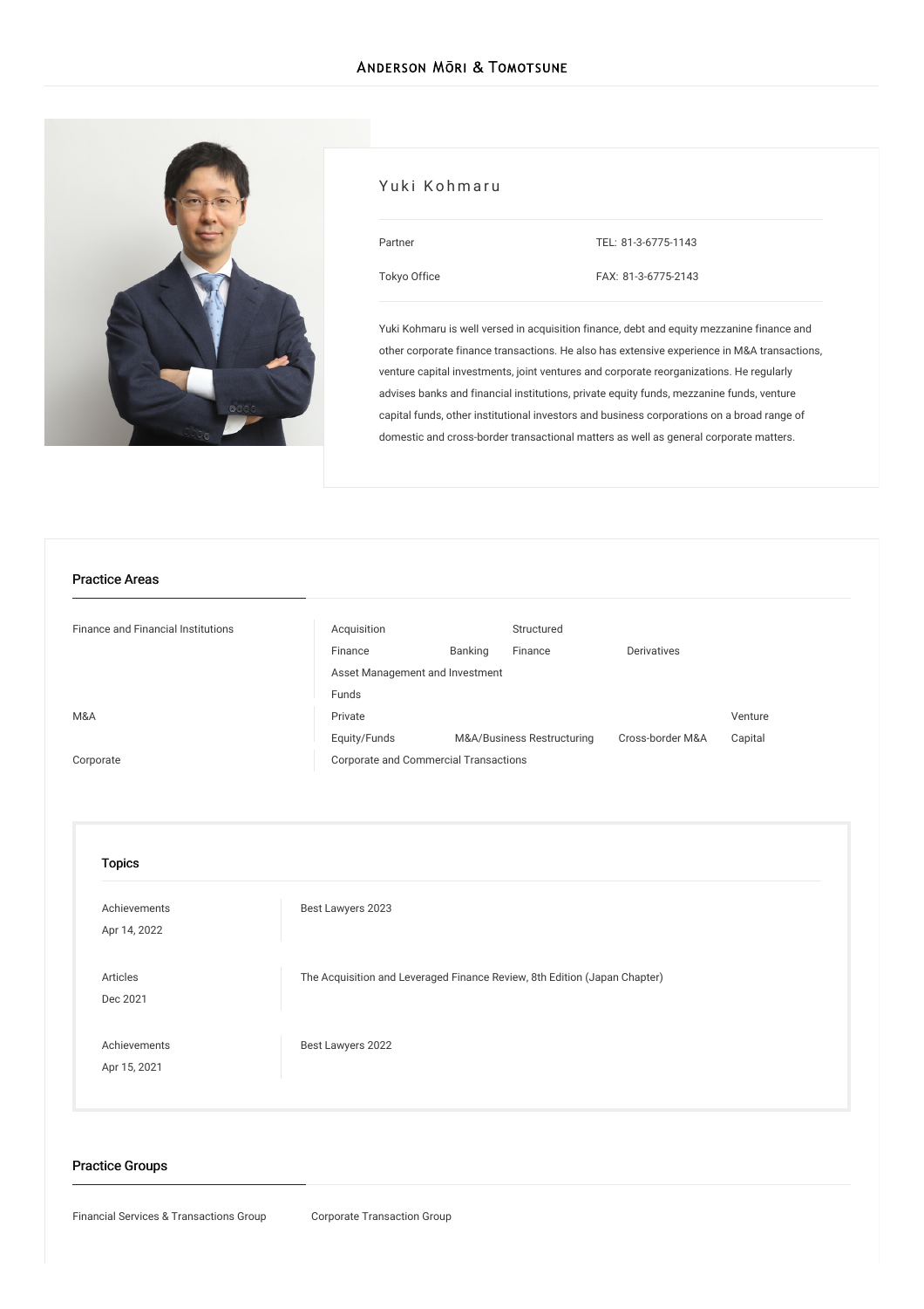# Yuki Kohmaru

| | |
|---|---|
| Partner | TEL: 81-3-6775-1143 |
| Tokyo Office | FAX: 81-3-6775-2143 |

Yuki Kohmaru is well versed in acquisition finance, debt and equity mezzanine finance and other corporate finance transactions. He also has extensive experience in M&A transactions, venture capital investments, joint ventures and corporate reorganizations. He regularly advises banks and financial institutions, private equity funds, mezzanine funds, venture capital funds, other institutional investors and business corporations on a broad range of domestic and cross-border transactional matters as well as general corporate matters.

## Practice Areas

| | |
|---|---|
| Finance and Financial Institutions | Acquisition Finance, Banking, Structured Finance, Derivatives, Asset Management and Investment Funds |
| M&A | Private Equity/Funds, M&A/Business Restructuring, Cross-border M&A, Venture Capital |
| Corporate | Corporate and Commercial Transactions |

## Topics

| | |
|---|---|
| Achievements<br>Apr 14, 2022 | Best Lawyers 2023 |
| Articles<br>Dec 2021 | The Acquisition and Leveraged Finance Review, 8th Edition (Japan Chapter) |
| Achievements<br>Apr 15, 2021 | Best Lawyers 2022 |

## Practice Groups

Financial Services & Transactions Group

Corporate Transaction Group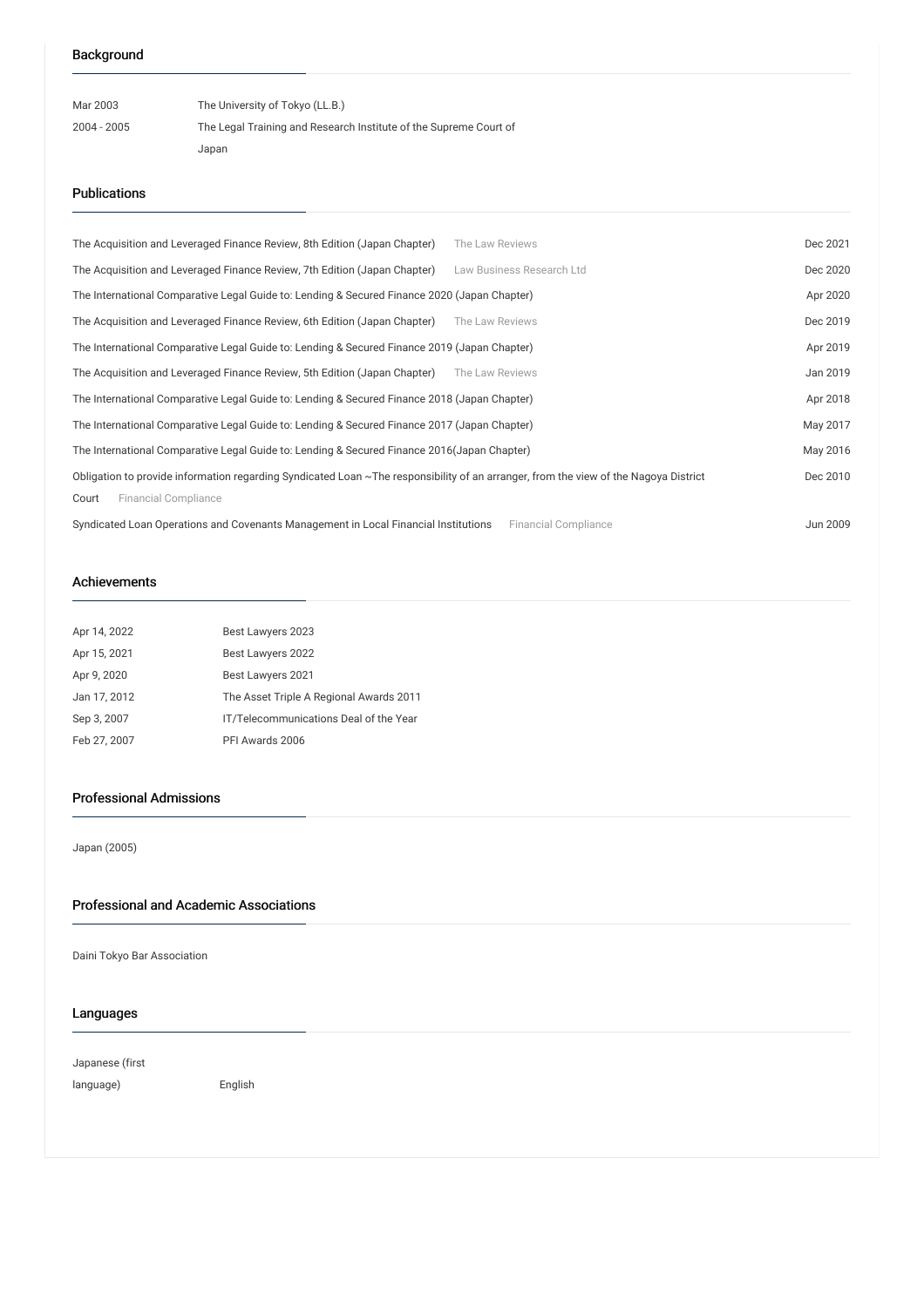## Background

| | |
|---|---|
| Mar 2003 | The University of Tokyo (LL.B.) |
| 2004 - 2005 | The Legal Training and Research Institute of the Supreme Court of Japan |

## Publications

| | | |
|---|---|---|
| The Acquisition and Leveraged Finance Review, 8th Edition (Japan Chapter) | The Law Reviews | Dec 2021 |
| The Acquisition and Leveraged Finance Review, 7th Edition (Japan Chapter) | Law Business Research Ltd | Dec 2020 |
| The International Comparative Legal Guide to: Lending & Secured Finance 2020 (Japan Chapter) | | Apr 2020 |
| The Acquisition and Leveraged Finance Review, 6th Edition (Japan Chapter) | The Law Reviews | Dec 2019 |
| The International Comparative Legal Guide to: Lending & Secured Finance 2019 (Japan Chapter) | | Apr 2019 |
| The Acquisition and Leveraged Finance Review, 5th Edition (Japan Chapter) | The Law Reviews | Jan 2019 |
| The International Comparative Legal Guide to: Lending & Secured Finance 2018 (Japan Chapter) | | Apr 2018 |
| The International Comparative Legal Guide to: Lending & Secured Finance 2017 (Japan Chapter) | | May 2017 |
| The International Comparative Legal Guide to: Lending & Secured Finance 2016(Japan Chapter) | | May 2016 |
| Obligation to provide information regarding Syndicated Loan ~The responsibility of an arranger, from the view of the Nagoya District Court | Financial Compliance | Dec 2010 |
| Syndicated Loan Operations and Covenants Management in Local Financial Institutions | Financial Compliance | Jun 2009 |

## Achievements

| | |
|---|---|
| Apr 14, 2022 | Best Lawyers 2023 |
| Apr 15, 2021 | Best Lawyers 2022 |
| Apr 9, 2020 | Best Lawyers 2021 |
| Jan 17, 2012 | The Asset Triple A Regional Awards 2011 |
| Sep 3, 2007 | IT/Telecommunications Deal of the Year |
| Feb 27, 2007 | PFI Awards 2006 |

## Professional Admissions

Japan (2005)

## Professional and Academic Associations

Daini Tokyo Bar Association

## Languages

Japanese (first language)

English